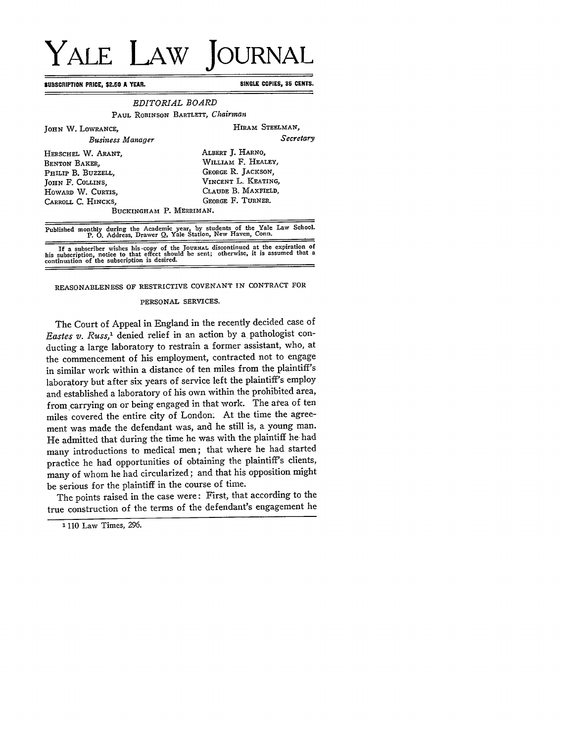# YALE LAW JOURNAL

**SUBSCRIPTION PRICE, $2.50 A YEAR.** **SINGLE COPIES, 35 CENTS.**

*EDITORIAL BOARD*

PAUL ROBINSON BARTLETT, *Chairman*

JOHN W. LOWRANCE, *Business Manager*

HIRAM STEELMAN, *Secretary*

HERSCHEL W. ARANT,
BENTON BAKER,
PHILIP B. BUZZELL,
JOHN F. COLLINS,
HOWARD W. CURTIS,
CARROLL C. HINCKS,
ALBERT J. HARNO,
WILLIAM F. HEALEY,
GEORGE R. JACKSON,
VINCENT L. KEATING,
CLAUDE B. MAXFIELD,
GEORGE F. TURNER.
BUCKINGHAM P. MERRIMAN.

Published monthly during the Academic year, by students of the Yale Law School.
P. O. Address, Drawer Q, Yale Station, New Haven, Conn.

If a subscriber wishes his copy of the JOURNAL discontinued at the expiration of his subscription, notice to that effect should be sent; otherwise, it is assumed that a continuation of the subscription is desired.

## REASONABLENESS OF RESTRICTIVE COVENANT IN CONTRACT FOR PERSONAL SERVICES.

The Court of Appeal in England in the recently decided case of *Eastes v. Russ*,[1] denied relief in an action by a pathologist conducting a large laboratory to restrain a former assistant, who, at the commencement of his employment, contracted not to engage in similar work within a distance of ten miles from the plaintiff's laboratory but after six years of service left the plaintiff's employ and established a laboratory of his own within the prohibited area, from carrying on or being engaged in that work. The area of ten miles covered the entire city of London. At the time the agreement was made the defendant was, and he still is, a young man. He admitted that during the time he was with the plaintiff he had many introductions to medical men; that where he had started practice he had opportunities of obtaining the plaintiff's clients, many of whom he had circularized; and that his opposition might be serious for the plaintiff in the course of time.

The points raised in the case were: First, that according to the true construction of the terms of the defendant's engagement he

[1] 110 Law Times, 296.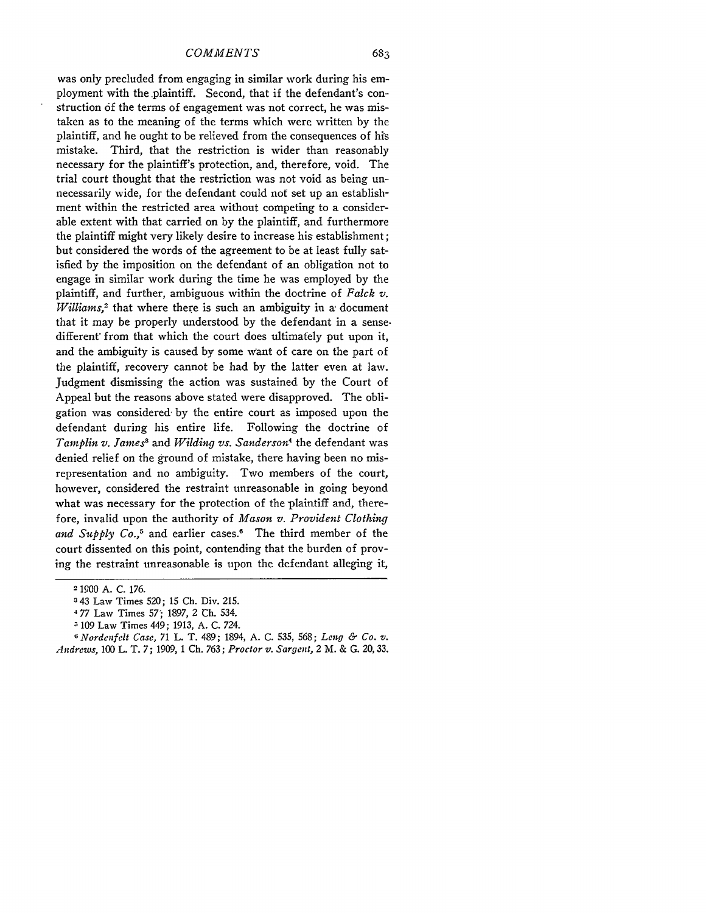was only precluded from engaging in similar work during his employment with the plaintiff. Second, that if the defendant's construction of the terms of engagement was not correct, he was mistaken as to the meaning of the terms which were written by the plaintiff, and he ought to be relieved from the consequences of his mistake. Third, that the restriction is wider than reasonably necessary for the plaintiff's protection, and, therefore, void. The trial court thought that the restriction was not void as being unnecessarily wide, for the defendant could not set up an establishment within the restricted area without competing to a considerable extent with that carried on by the plaintiff, and furthermore the plaintiff might very likely desire to increase his establishment; but considered the words of the agreement to be at least fully satisfied by the imposition on the defendant of an obligation not to engage in similar work during the time he was employed by the plaintiff, and further, ambiguous within the doctrine of *Falck v. Williams*,[2] that where there is such an ambiguity in a document that it may be properly understood by the defendant in a sense different from that which the court does ultimately put upon it, and the ambiguity is caused by some want of care on the part of the plaintiff, recovery cannot be had by the latter even at law. Judgment dismissing the action was sustained by the Court of Appeal but the reasons above stated were disapproved. The obligation was considered by the entire court as imposed upon the defendant during his entire life. Following the doctrine of *Tamplin v. James*[3] and *Wilding vs. Sanderson*[4] the defendant was denied relief on the ground of mistake, there having been no misrepresentation and no ambiguity. Two members of the court, however, considered the restraint unreasonable in going beyond what was necessary for the protection of the plaintiff and, therefore, invalid upon the authority of *Mason v. Provident Clothing and Supply Co.*,[5] and earlier cases.[6] The third member of the court dissented on this point, contending that the burden of proving the restraint unreasonable is upon the defendant alleging it,

[2] 1900 A. C. 176.

[3] 43 Law Times 520; 15 Ch. Div. 215.

[4] 77 Law Times 57; 1897, 2 Ch. 534.

[5] 109 Law Times 449; 1913, A. C. 724.

[6] *Nordenfelt Case*, 71 L. T. 489; 1894, A. C. 535, 568; *Leng & Co. v. Andrews*, 100 L. T. 7; 1909, 1 Ch. 763; *Proctor v. Sargent*, 2 M. & G. 20, 33.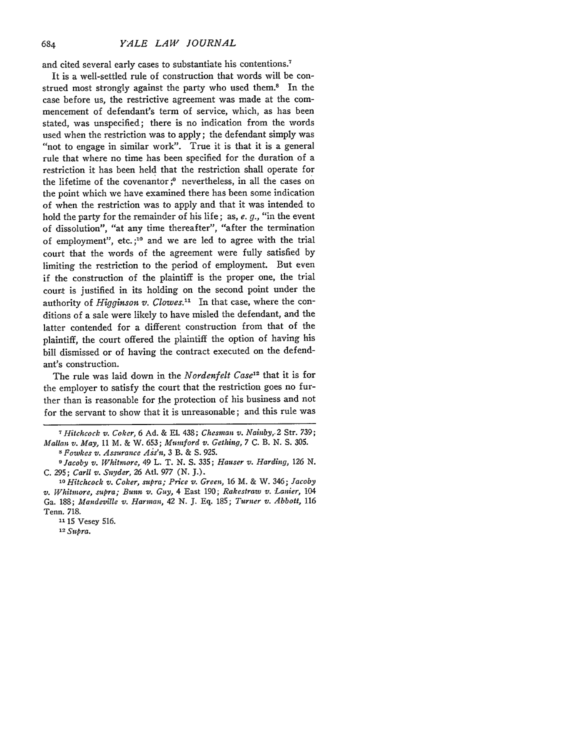and cited several early cases to substantiate his contentions.[7]

It is a well-settled rule of construction that words will be construed most strongly against the party who used them.[8] In the case before us, the restrictive agreement was made at the commencement of defendant's term of service, which, as has been stated, was unspecified; there is no indication from the words used when the restriction was to apply; the defendant simply was "not to engage in similar work". True it is that it is a general rule that where no time has been specified for the duration of a restriction it has been held that the restriction shall operate for the lifetime of the covenantor;[9] nevertheless, in all the cases on the point which we have examined there has been some indication of when the restriction was to apply and that it was intended to hold the party for the remainder of his life; as, *e. g.*, "in the event of dissolution", "at any time thereafter", "after the termination of employment", etc.;[10] and we are led to agree with the trial court that the words of the agreement were fully satisfied by limiting the restriction to the period of employment. But even if the construction of the plaintiff is the proper one, the trial court is justified in its holding on the second point under the authority of *Higginson v. Clowes*.[11] In that case, where the conditions of a sale were likely to have misled the defendant, and the latter contended for a different construction from that of the plaintiff, the court offered the plaintiff the option of having his bill dismissed or of having the contract executed on the defendant's construction.

The rule was laid down in the *Nordenfelt Case*[12] that it is for the employer to satisfy the court that the restriction goes no further than is reasonable for the protection of his business and not for the servant to show that it is unreasonable; and this rule was

---

[7] *Hitchcock v. Coker*, 6 Ad. & El. 438; *Chesman v. Nainby*, 2 Str. 739; *Mallan v. May*, 11 M. & W. 653; *Mumford v. Gething*, 7 C. B. N. S. 305.

[8] *Fowkes v. Assurance Ass'n*, 3 B. & S. 925.

[9] *Jacoby v. Whitmore*, 49 L. T. N. S. 335; *Hauser v. Harding*, 126 N. C. 295; *Carll v. Snyder*, 26 Atl. 977 (N. J.).

[10] *Hitchcock v. Coker*, *supra*; *Price v. Green*, 16 M. & W. 346; *Jacoby v. Whitmore*, *supra*; *Bunn v. Guy*, 4 East 190; *Rakestraw v. Lanier*, 104 Ga. 188; *Mandeville v. Harman*, 42 N. J. Eq. 185; *Turner v. Abbott*, 116 Tenn. 718.

[11] 15 Vesey 516.

[12] *Supra*.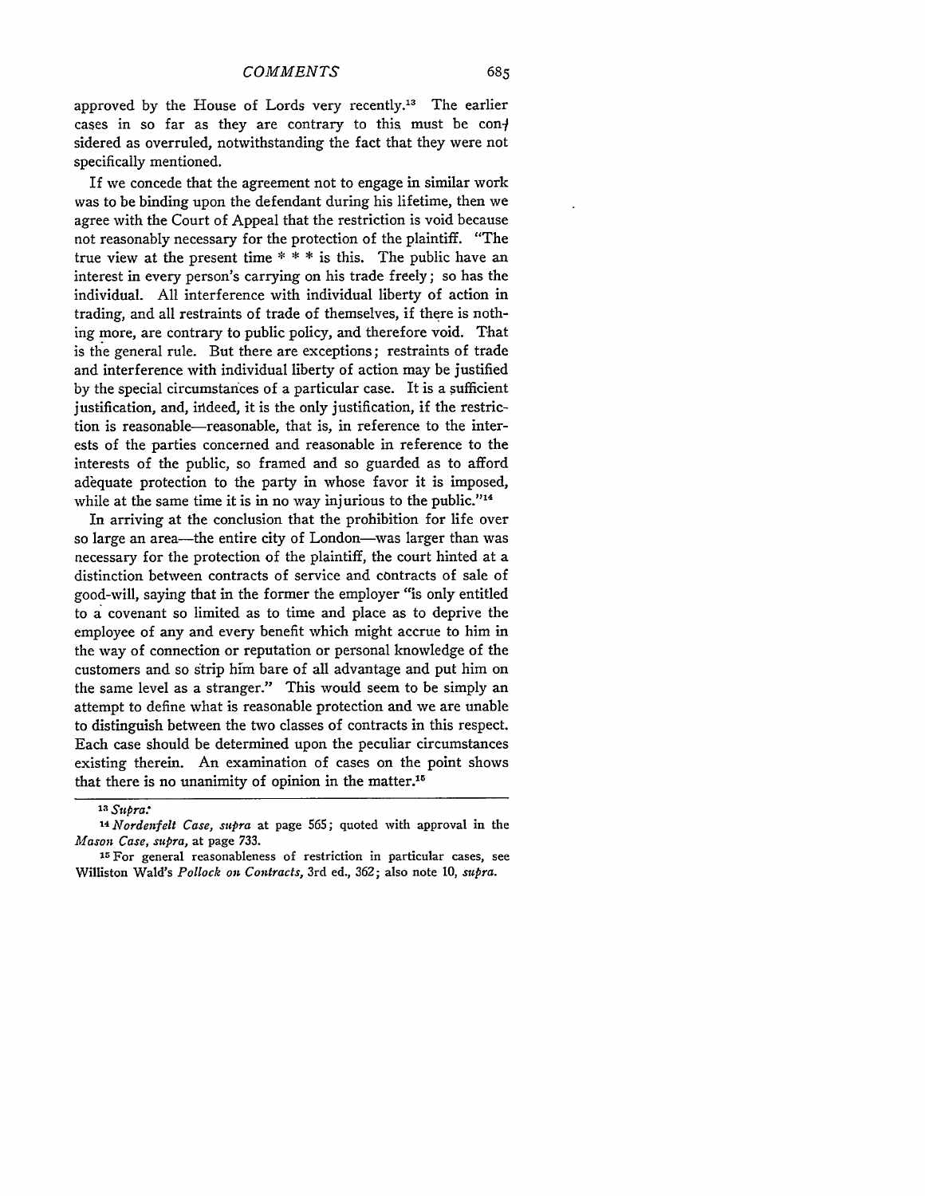approved by the House of Lords very recently.[13] The earlier cases in so far as they are contrary to this must be considered as overruled, notwithstanding the fact that they were not specifically mentioned.

If we concede that the agreement not to engage in similar work was to be binding upon the defendant during his lifetime, then we agree with the Court of Appeal that the restriction is void because not reasonably necessary for the protection of the plaintiff. "The true view at the present time * * * is this. The public have an interest in every person's carrying on his trade freely; so has the individual. All interference with individual liberty of action in trading, and all restraints of trade of themselves, if there is nothing more, are contrary to public policy, and therefore void. That is the general rule. But there are exceptions; restraints of trade and interference with individual liberty of action may be justified by the special circumstances of a particular case. It is a sufficient justification, and, indeed, it is the only justification, if the restriction is reasonable—reasonable, that is, in reference to the interests of the parties concerned and reasonable in reference to the interests of the public, so framed and so guarded as to afford adequate protection to the party in whose favor it is imposed, while at the same time it is in no way injurious to the public."[14]

In arriving at the conclusion that the prohibition for life over so large an area—the entire city of London—was larger than was necessary for the protection of the plaintiff, the court hinted at a distinction between contracts of service and contracts of sale of good-will, saying that in the former the employer "is only entitled to a covenant so limited as to time and place as to deprive the employee of any and every benefit which might accrue to him in the way of connection or reputation or personal knowledge of the customers and so strip him bare of all advantage and put him on the same level as a stranger." This would seem to be simply an attempt to define what is reasonable protection and we are unable to distinguish between the two classes of contracts in this respect. Each case should be determined upon the peculiar circumstances existing therein. An examination of cases on the point shows that there is no unanimity of opinion in the matter.[15]

---

[13] *Supra.*

[14] *Nordenfelt Case, supra* at page 565; quoted with approval in the *Mason Case, supra,* at page 733.

[15] For general reasonableness of restriction in particular cases, see Williston Wald's *Pollock on Contracts,* 3rd ed., 362; also note 10, *supra.*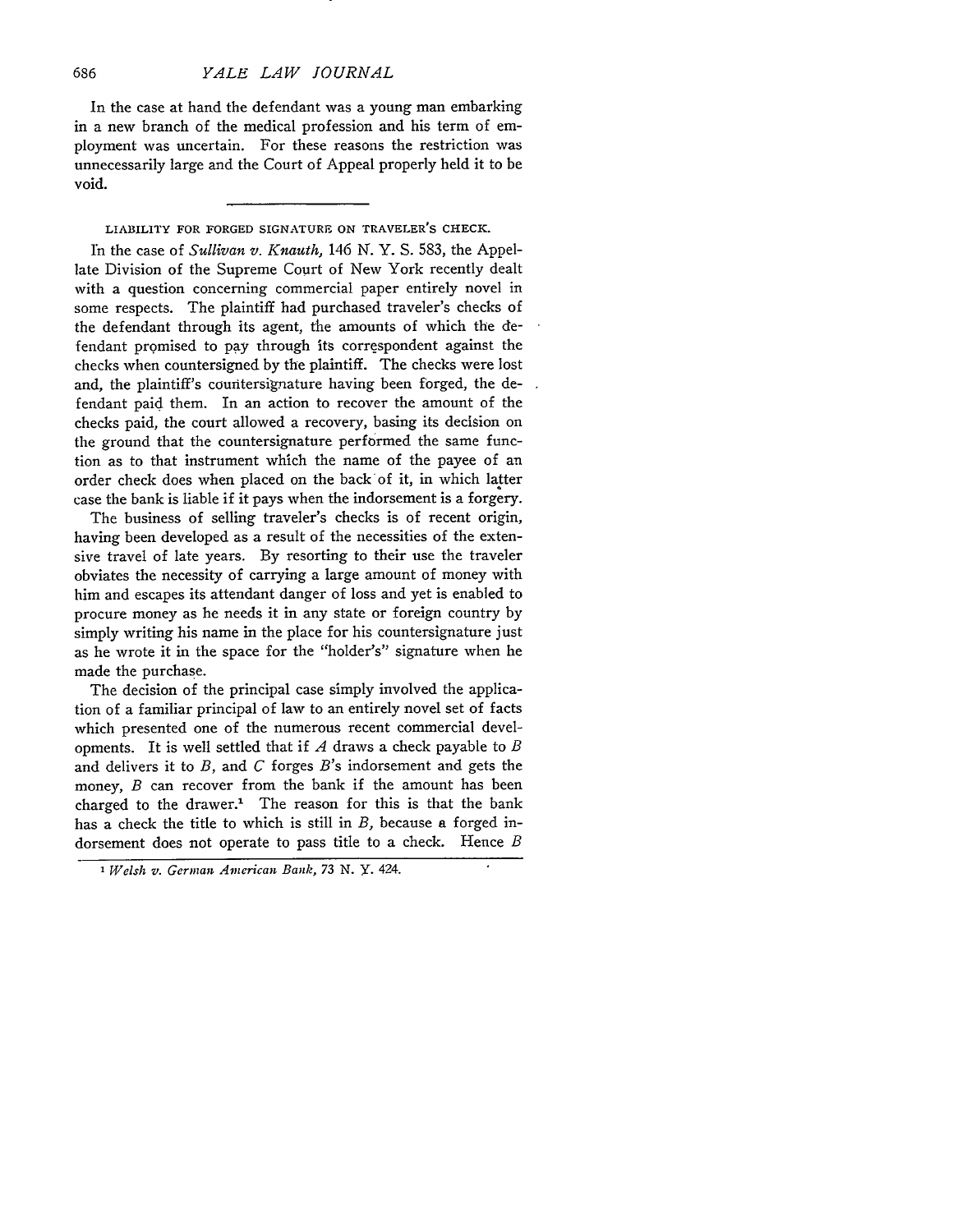In the case at hand the defendant was a young man embarking in a new branch of the medical profession and his term of employment was uncertain. For these reasons the restriction was unnecessarily large and the Court of Appeal properly held it to be void.

---

### LIABILITY FOR FORGED SIGNATURE ON TRAVELER'S CHECK.

In the case of *Sullivan v. Knauth*, 146 N. Y. S. 583, the Appellate Division of the Supreme Court of New York recently dealt with a question concerning commercial paper entirely novel in some respects. The plaintiff had purchased traveler's checks of the defendant through its agent, the amounts of which the defendant promised to pay through its correspondent against the checks when countersigned by the plaintiff. The checks were lost and, the plaintiff's countersignature having been forged, the defendant paid them. In an action to recover the amount of the checks paid, the court allowed a recovery, basing its decision on the ground that the countersignature performed the same function as to that instrument which the name of the payee of an order check does when placed on the back of it, in which latter case the bank is liable if it pays when the indorsement is a forgery.

The business of selling traveler's checks is of recent origin, having been developed as a result of the necessities of the extensive travel of late years. By resorting to their use the traveler obviates the necessity of carrying a large amount of money with him and escapes its attendant danger of loss and yet is enabled to procure money as he needs it in any state or foreign country by simply writing his name in the place for his countersignature just as he wrote it in the space for the "holder's" signature when he made the purchase.

The decision of the principal case simply involved the application of a familiar principal of law to an entirely novel set of facts which presented one of the numerous recent commercial developments. It is well settled that if *A* draws a check payable to *B* and delivers it to *B*, and *C* forges *B*'s indorsement and gets the money, *B* can recover from the bank if the amount has been charged to the drawer.[1] The reason for this is that the bank has a check the title to which is still in *B*, because a forged indorsement does not operate to pass title to a check. Hence *B*

---

[1] *Welsh v. German American Bank*, 73 N. Y. 424.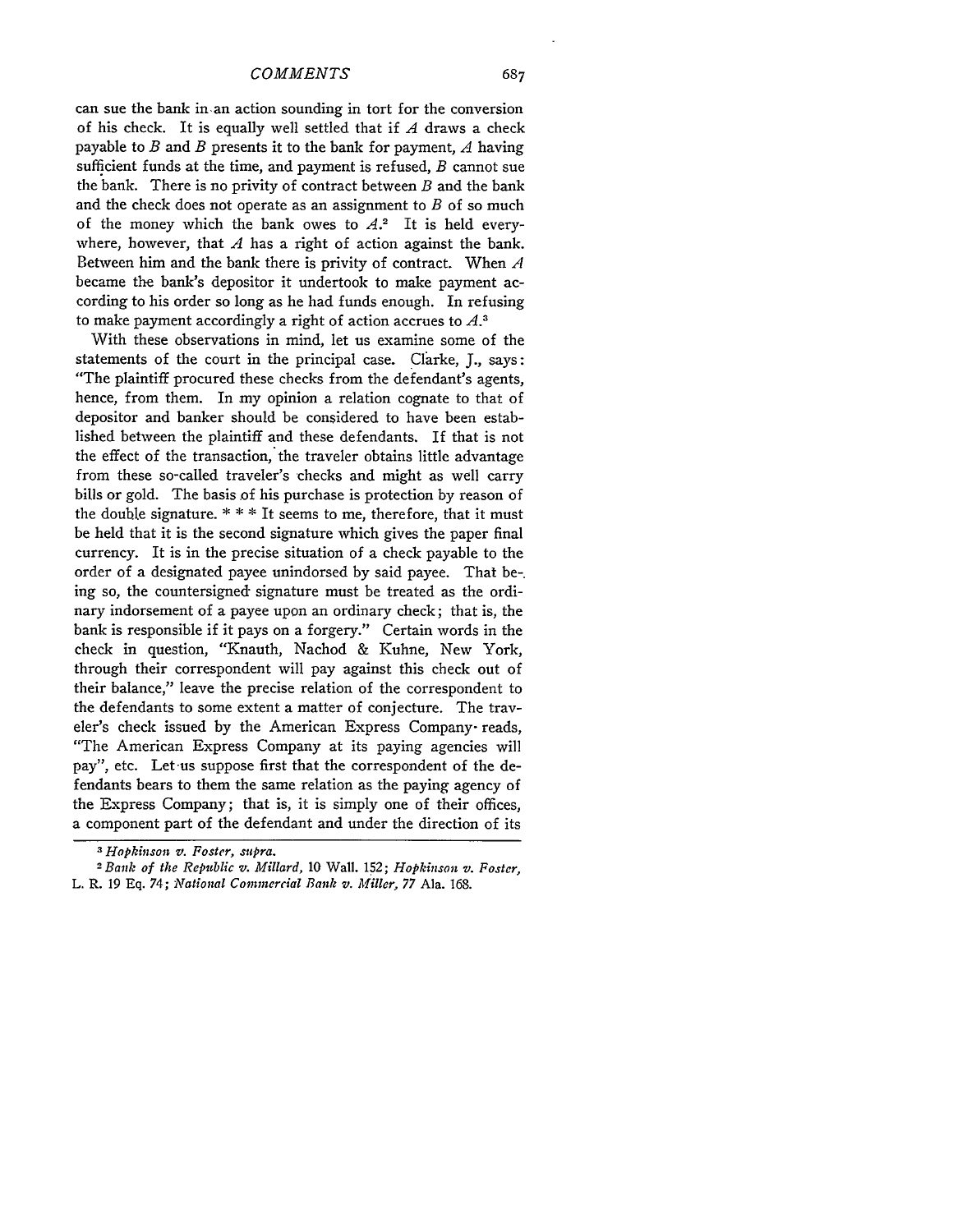can sue the bank in an action sounding in tort for the conversion of his check. It is equally well settled that if *A* draws a check payable to *B* and *B* presents it to the bank for payment, *A* having sufficient funds at the time, and payment is refused, *B* cannot sue the bank. There is no privity of contract between *B* and the bank and the check does not operate as an assignment to *B* of so much of the money which the bank owes to *A*.[2] It is held everywhere, however, that *A* has a right of action against the bank. Between him and the bank there is privity of contract. When *A* became the bank's depositor it undertook to make payment according to his order so long as he had funds enough. In refusing to make payment accordingly a right of action accrues to *A*.[3]

With these observations in mind, let us examine some of the statements of the court in the principal case. Clarke, J., says: "The plaintiff procured these checks from the defendant's agents, hence, from them. In my opinion a relation cognate to that of depositor and banker should be considered to have been established between the plaintiff and these defendants. If that is not the effect of the transaction, the traveler obtains little advantage from these so-called traveler's checks and might as well carry bills or gold. The basis of his purchase is protection by reason of the double signature. * * * It seems to me, therefore, that it must be held that it is the second signature which gives the paper final currency. It is in the precise situation of a check payable to the order of a designated payee unindorsed by said payee. That being so, the countersigned signature must be treated as the ordinary indorsement of a payee upon an ordinary check; that is, the bank is responsible if it pays on a forgery." Certain words in the check in question, "Knauth, Nachod & Kuhne, New York, through their correspondent will pay against this check out of their balance," leave the precise relation of the correspondent to the defendants to some extent a matter of conjecture. The traveler's check issued by the American Express Company reads, "The American Express Company at its paying agencies will pay", etc. Let us suppose first that the correspondent of the defendants bears to them the same relation as the paying agency of the Express Company; that is, it is simply one of their offices, a component part of the defendant and under the direction of its

---

[3] *Hopkinson v. Foster, supra.*

[2] *Bank of the Republic v. Millard*, 10 Wall. 152; *Hopkinson v. Foster*, L. R. 19 Eq. 74; *National Commercial Bank v. Miller*, 77 Ala. 168.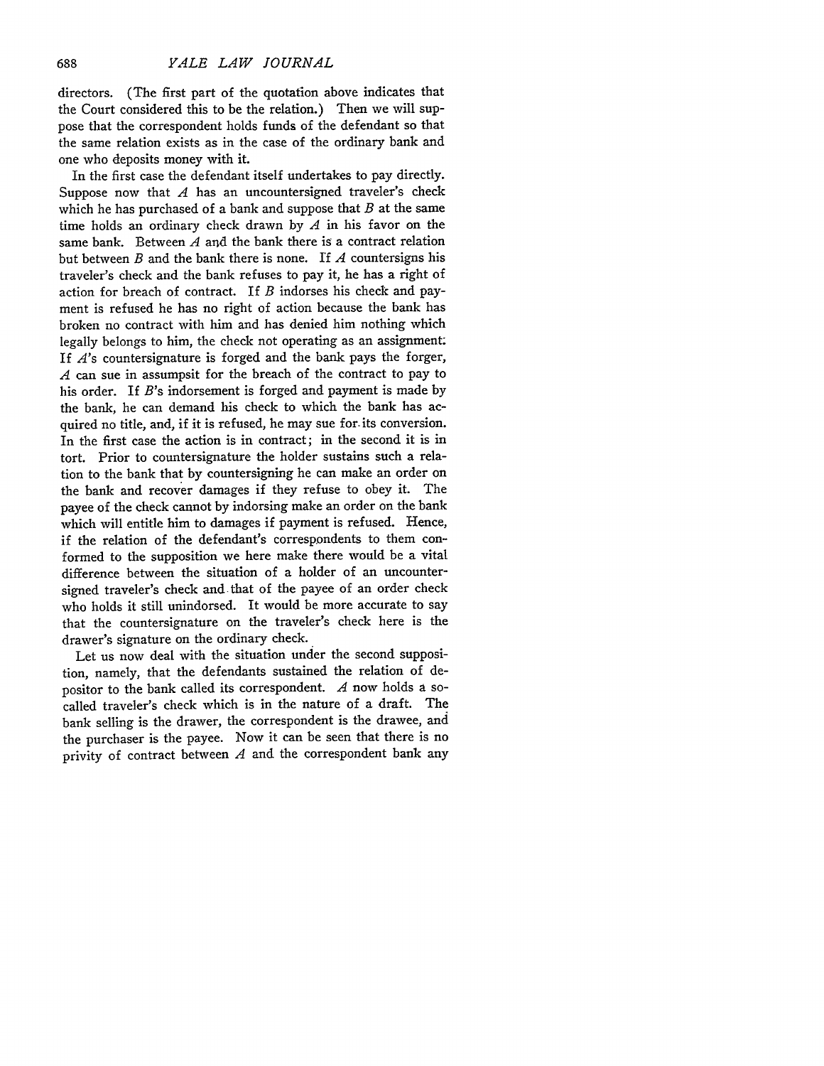directors. (The first part of the quotation above indicates that the Court considered this to be the relation.) Then we will suppose that the correspondent holds funds of the defendant so that the same relation exists as in the case of the ordinary bank and one who deposits money with it.

In the first case the defendant itself undertakes to pay directly. Suppose now that *A* has an uncountersigned traveler's check which he has purchased of a bank and suppose that *B* at the same time holds an ordinary check drawn by *A* in his favor on the same bank. Between *A* and the bank there is a contract relation but between *B* and the bank there is none. If *A* countersigns his traveler's check and the bank refuses to pay it, he has a right of action for breach of contract. If *B* indorses his check and payment is refused he has no right of action because the bank has broken no contract with him and has denied him nothing which legally belongs to him, the check not operating as an assignment. If *A*'s countersignature is forged and the bank pays the forger, *A* can sue in assumpsit for the breach of the contract to pay to his order. If *B*'s indorsement is forged and payment is made by the bank, he can demand his check to which the bank has acquired no title, and, if it is refused, he may sue for its conversion. In the first case the action is in contract; in the second it is in tort. Prior to countersignature the holder sustains such a relation to the bank that by countersigning he can make an order on the bank and recover damages if they refuse to obey it. The payee of the check cannot by indorsing make an order on the bank which will entitle him to damages if payment is refused. Hence, if the relation of the defendant's correspondents to them conformed to the supposition we here make there would be a vital difference between the situation of a holder of an uncountersigned traveler's check and that of the payee of an order check who holds it still unindorsed. It would be more accurate to say that the countersignature on the traveler's check here is the drawer's signature on the ordinary check.

Let us now deal with the situation under the second supposition, namely, that the defendants sustained the relation of depositor to the bank called its correspondent. *A* now holds a so-called traveler's check which is in the nature of a draft. The bank selling is the drawer, the correspondent is the drawee, and the purchaser is the payee. Now it can be seen that there is no privity of contract between *A* and the correspondent bank any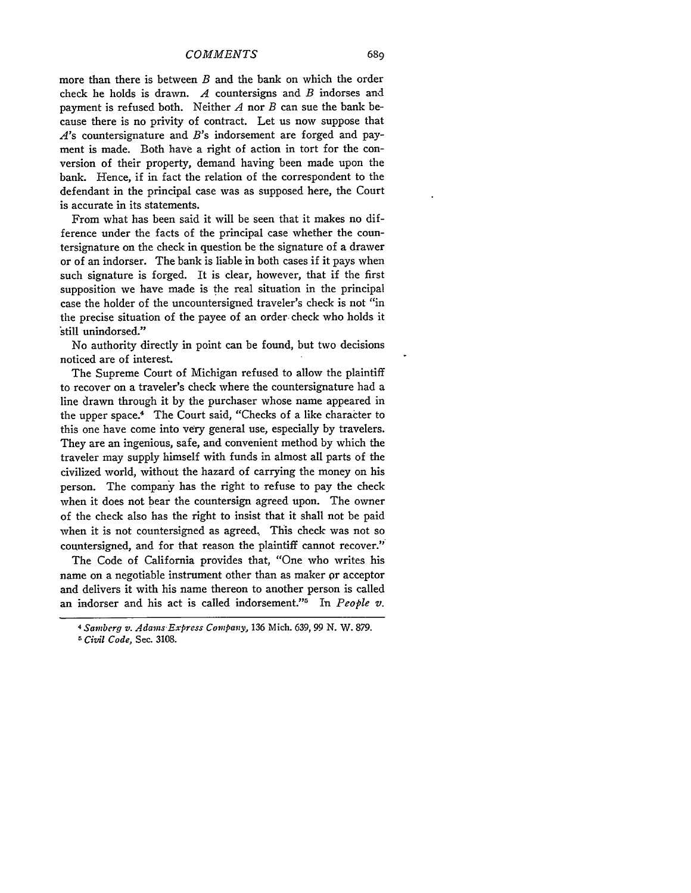more than there is between *B* and the bank on which the order check he holds is drawn. *A* countersigns and *B* indorses and payment is refused both. Neither *A* nor *B* can sue the bank because there is no privity of contract. Let us now suppose that *A*'s countersignature and *B*'s indorsement are forged and payment is made. Both have a right of action in tort for the conversion of their property, demand having been made upon the bank. Hence, if in fact the relation of the correspondent to the defendant in the principal case was as supposed here, the Court is accurate in its statements.

From what has been said it will be seen that it makes no difference under the facts of the principal case whether the countersignature on the check in question be the signature of a drawer or of an indorser. The bank is liable in both cases if it pays when such signature is forged. It is clear, however, that if the first supposition we have made is the real situation in the principal case the holder of the uncountersigned traveler's check is not "in the precise situation of the payee of an order check who holds it still unindorsed."

No authority directly in point can be found, but two decisions noticed are of interest.

The Supreme Court of Michigan refused to allow the plaintiff to recover on a traveler's check where the countersignature had a line drawn through it by the purchaser whose name appeared in the upper space.[4] The Court said, "Checks of a like character to this one have come into very general use, especially by travelers. They are an ingenious, safe, and convenient method by which the traveler may supply himself with funds in almost all parts of the civilized world, without the hazard of carrying the money on his person. The company has the right to refuse to pay the check when it does not bear the countersign agreed upon. The owner of the check also has the right to insist that it shall not be paid when it is not countersigned as agreed. This check was not so countersigned, and for that reason the plaintiff cannot recover."

The Code of California provides that, "One who writes his name on a negotiable instrument other than as maker or acceptor and delivers it with his name thereon to another person is called an indorser and his act is called indorsement."[5] In *People v.*

---

[4] *Samberg v. Adams Express Company*, 136 Mich. 639, 99 N. W. 879.

[5] *Civil Code*, Sec. 3108.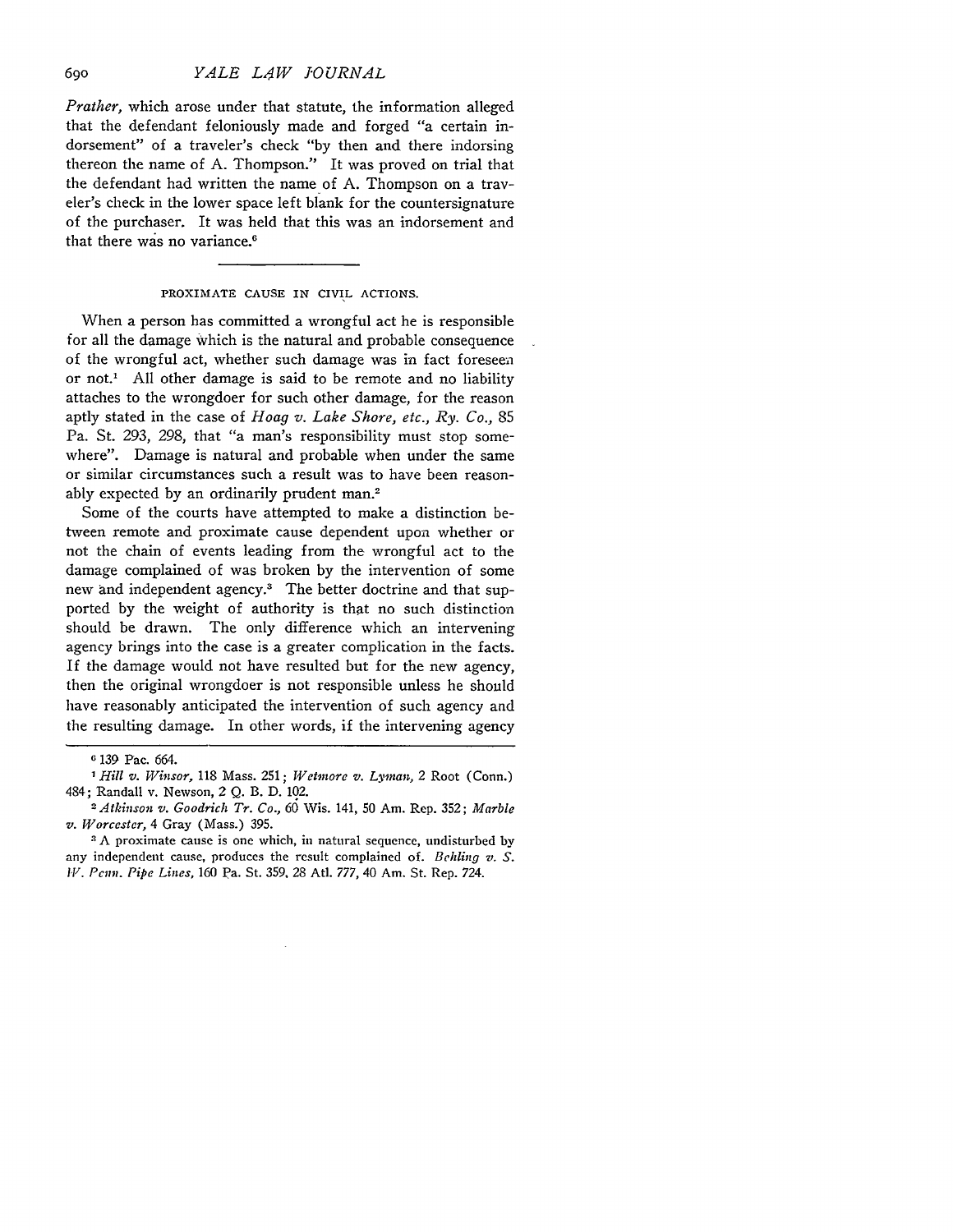*Prather*, which arose under that statute, the information alleged that the defendant feloniously made and forged "a certain indorsement" of a traveler's check "by then and there indorsing thereon the name of A. Thompson." It was proved on trial that the defendant had written the name of A. Thompson on a traveler's check in the lower space left blank for the countersignature of the purchaser. It was held that this was an indorsement and that there was no variance.[6]

## PROXIMATE CAUSE IN CIVIL ACTIONS.

When a person has committed a wrongful act he is responsible for all the damage which is the natural and probable consequence of the wrongful act, whether such damage was in fact foreseen or not.[1] All other damage is said to be remote and no liability attaches to the wrongdoer for such other damage, for the reason aptly stated in the case of *Hoag v. Lake Shore, etc., Ry. Co.*, 85 Pa. St. 293, 298, that "a man's responsibility must stop somewhere". Damage is natural and probable when under the same or similar circumstances such a result was to have been reasonably expected by an ordinarily prudent man.[2]

Some of the courts have attempted to make a distinction between remote and proximate cause dependent upon whether or not the chain of events leading from the wrongful act to the damage complained of was broken by the intervention of some new and independent agency.[3] The better doctrine and that supported by the weight of authority is that no such distinction should be drawn. The only difference which an intervening agency brings into the case is a greater complication in the facts. If the damage would not have resulted but for the new agency, then the original wrongdoer is not responsible unless he should have reasonably anticipated the intervention of such agency and the resulting damage. In other words, if the intervening agency

---

[6] 139 Pac. 664.

[1] *Hill v. Winsor*, 118 Mass. 251; *Wetmore v. Lyman*, 2 Root (Conn.) 484; Randall v. Newson, 2 Q. B. D. 102.

[2] *Atkinson v. Goodrich Tr. Co.*, 60 Wis. 141, 50 Am. Rep. 352; *Marble v. Worcester*, 4 Gray (Mass.) 395.

[3] A proximate cause is one which, in natural sequence, undisturbed by any independent cause, produces the result complained of. *Behling v. S. W. Penn. Pipe Lines*, 160 Pa. St. 359, 28 Atl. 777, 40 Am. St. Rep. 724.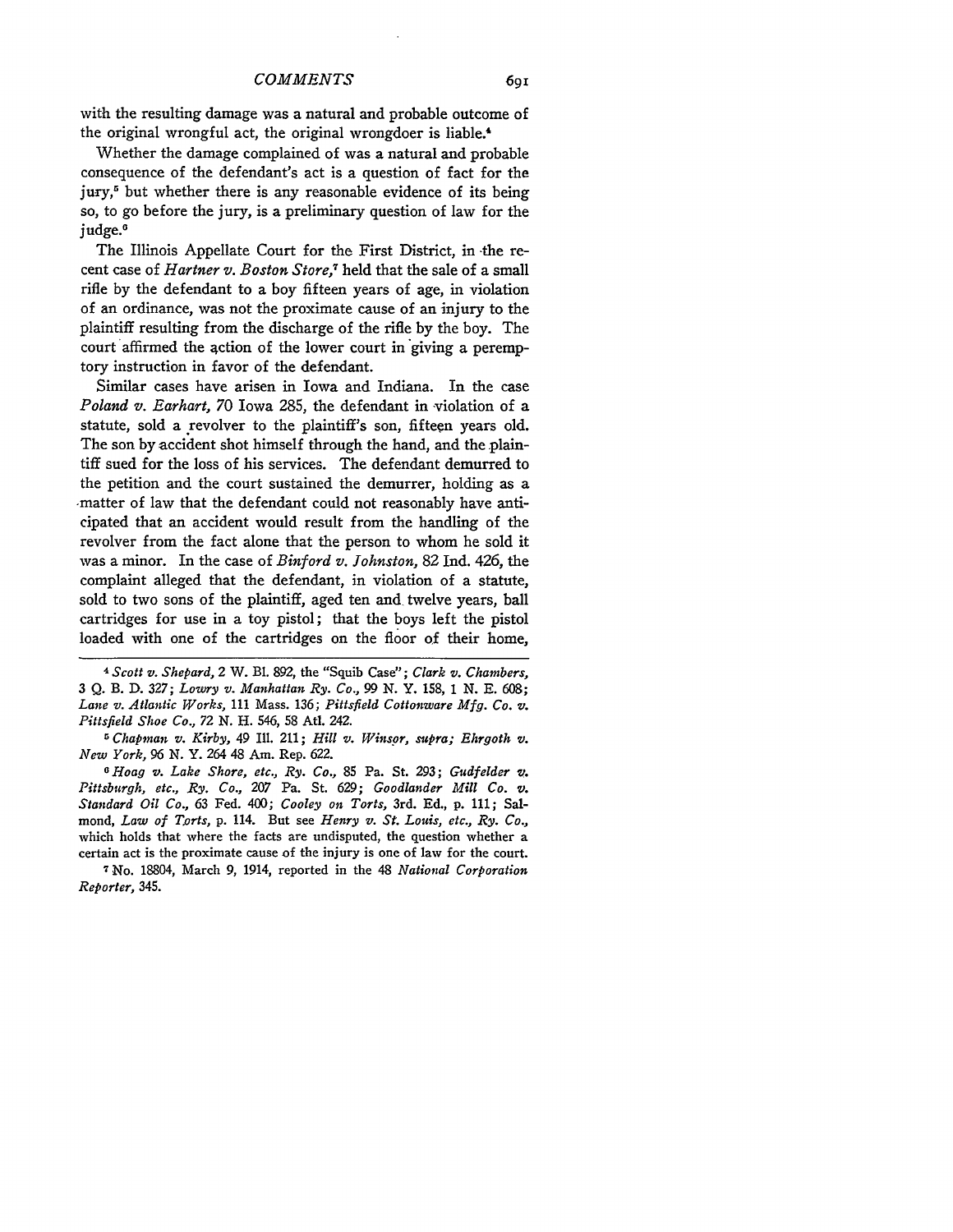with the resulting damage was a natural and probable outcome of the original wrongful act, the original wrongdoer is liable.[4]

Whether the damage complained of was a natural and probable consequence of the defendant's act is a question of fact for the jury,[5] but whether there is any reasonable evidence of its being so, to go before the jury, is a preliminary question of law for the judge.[6]

The Illinois Appellate Court for the First District, in the recent case of *Hartner v. Boston Store*,[7] held that the sale of a small rifle by the defendant to a boy fifteen years of age, in violation of an ordinance, was not the proximate cause of an injury to the plaintiff resulting from the discharge of the rifle by the boy. The court affirmed the action of the lower court in giving a peremptory instruction in favor of the defendant.

Similar cases have arisen in Iowa and Indiana. In the case *Poland v. Earhart*, 70 Iowa 285, the defendant in violation of a statute, sold a revolver to the plaintiff's son, fifteen years old. The son by accident shot himself through the hand, and the plaintiff sued for the loss of his services. The defendant demurred to the petition and the court sustained the demurrer, holding as a matter of law that the defendant could not reasonably have anticipated that an accident would result from the handling of the revolver from the fact alone that the person to whom he sold it was a minor. In the case of *Binford v. Johnston*, 82 Ind. 426, the complaint alleged that the defendant, in violation of a statute, sold to two sons of the plaintiff, aged ten and twelve years, ball cartridges for use in a toy pistol; that the boys left the pistol loaded with one of the cartridges on the floor of their home,

---

[4] *Scott v. Shepard*, 2 W. Bl. 892, the "Squib Case"; *Clark v. Chambers*, 3 Q. B. D. 327; *Lowry v. Manhattan Ry. Co.*, 99 N. Y. 158, 1 N. E. 608; *Lane v. Atlantic Works*, 111 Mass. 136; *Pittsfield Cottonware Mfg. Co. v. Pittsfield Shoe Co.*, 72 N. H. 546, 58 Atl. 242.

[5] *Chapman v. Kirby*, 49 Ill. 211; *Hill v. Winsor, supra; Ehrgoth v. New York*, 96 N. Y. 264 48 Am. Rep. 622.

[6] *Hoag v. Lake Shore, etc., Ry. Co.*, 85 Pa. St. 293; *Gudfelder v. Pittsburgh, etc., Ry. Co.*, 207 Pa. St. 629; *Goodlander Mill Co. v. Standard Oil Co.*, 63 Fed. 400; *Cooley on Torts*, 3rd. Ed., p. 111; Salmond, *Law of Torts*, p. 114. But see *Henry v. St. Louis, etc., Ry. Co.*, which holds that where the facts are undisputed, the question whether a certain act is the proximate cause of the injury is one of law for the court.

[7] No. 18804, March 9, 1914, reported in the 48 *National Corporation Reporter*, 345.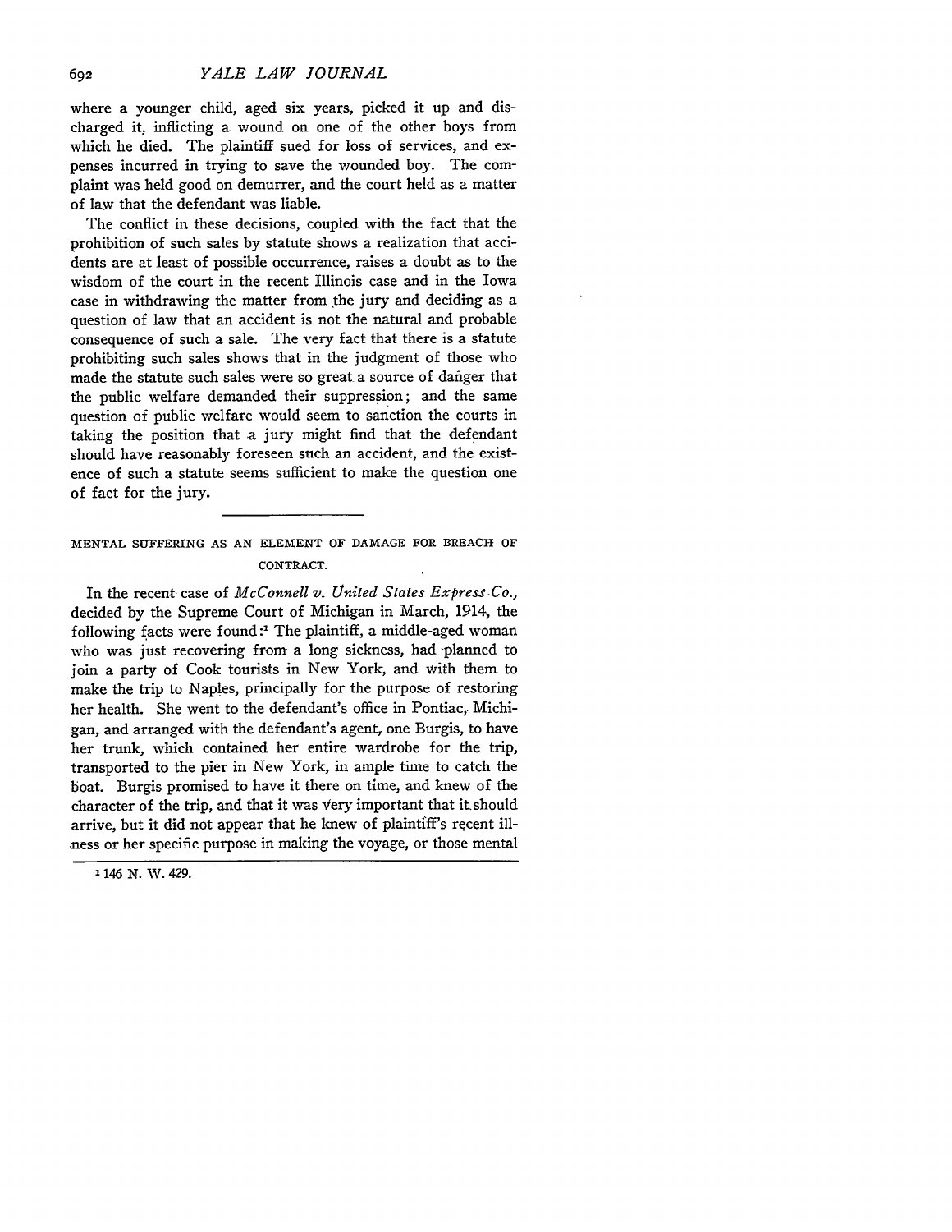where a younger child, aged six years, picked it up and discharged it, inflicting a wound on one of the other boys from which he died. The plaintiff sued for loss of services, and expenses incurred in trying to save the wounded boy. The complaint was held good on demurrer, and the court held as a matter of law that the defendant was liable.

The conflict in these decisions, coupled with the fact that the prohibition of such sales by statute shows a realization that accidents are at least of possible occurrence, raises a doubt as to the wisdom of the court in the recent Illinois case and in the Iowa case in withdrawing the matter from the jury and deciding as a question of law that an accident is not the natural and probable consequence of such a sale. The very fact that there is a statute prohibiting such sales shows that in the judgment of those who made the statute such sales were so great a source of danger that the public welfare demanded their suppression; and the same question of public welfare would seem to sanction the courts in taking the position that a jury might find that the defendant should have reasonably foreseen such an accident, and the existence of such a statute seems sufficient to make the question one of fact for the jury.

---

## MENTAL SUFFERING AS AN ELEMENT OF DAMAGE FOR BREACH OF CONTRACT.

In the recent case of *McConnell v. United States Express Co.*, decided by the Supreme Court of Michigan in March, 1914, the following facts were found:[1] The plaintiff, a middle-aged woman who was just recovering from a long sickness, had planned to join a party of Cook tourists in New York, and with them to make the trip to Naples, principally for the purpose of restoring her health. She went to the defendant's office in Pontiac, Michigan, and arranged with the defendant's agent, one Burgis, to have her trunk, which contained her entire wardrobe for the trip, transported to the pier in New York, in ample time to catch the boat. Burgis promised to have it there on time, and knew of the character of the trip, and that it was very important that it should arrive, but it did not appear that he knew of plaintiff's recent illness or her specific purpose in making the voyage, or those mental

[1] 146 N. W. 429.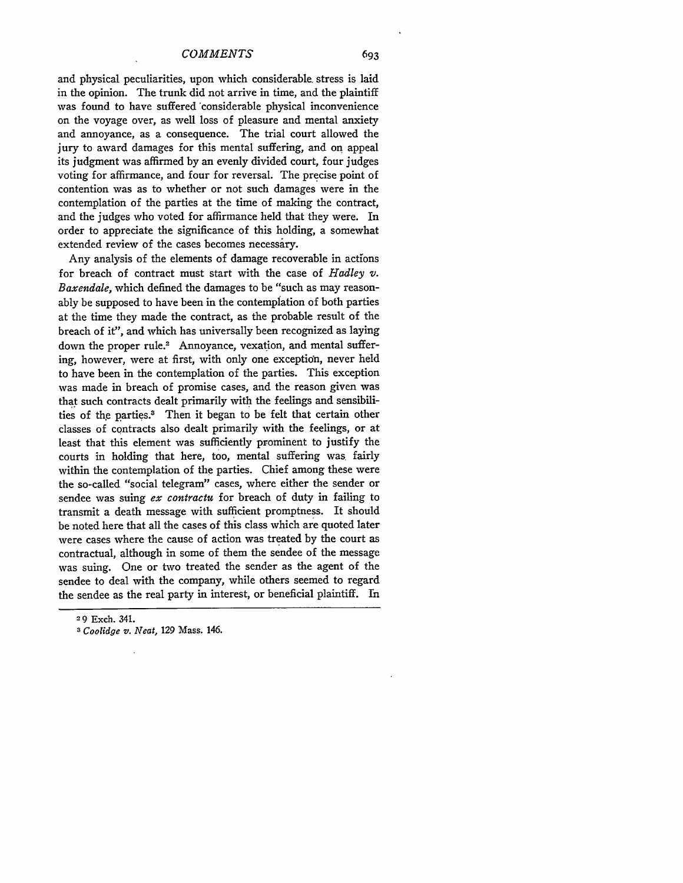and physical peculiarities, upon which considerable stress is laid in the opinion. The trunk did not arrive in time, and the plaintiff was found to have suffered considerable physical inconvenience on the voyage over, as well loss of pleasure and mental anxiety and annoyance, as a consequence. The trial court allowed the jury to award damages for this mental suffering, and on appeal its judgment was affirmed by an evenly divided court, four judges voting for affirmance, and four for reversal. The precise point of contention was as to whether or not such damages were in the contemplation of the parties at the time of making the contract, and the judges who voted for affirmance held that they were. In order to appreciate the significance of this holding, a somewhat extended review of the cases becomes necessary.

Any analysis of the elements of damage recoverable in actions for breach of contract must start with the case of *Hadley v. Baxendale*, which defined the damages to be "such as may reasonably be supposed to have been in the contemplation of both parties at the time they made the contract, as the probable result of the breach of it", and which has universally been recognized as laying down the proper rule.[2] Annoyance, vexation, and mental suffering, however, were at first, with only one exception, never held to have been in the contemplation of the parties. This exception was made in breach of promise cases, and the reason given was that such contracts dealt primarily with the feelings and sensibilities of the parties.[3] Then it began to be felt that certain other classes of contracts also dealt primarily with the feelings, or at least that this element was sufficiently prominent to justify the courts in holding that here, too, mental suffering was fairly within the contemplation of the parties. Chief among these were the so-called "social telegram" cases, where either the sender or sendee was suing *ex contractu* for breach of duty in failing to transmit a death message with sufficient promptness. It should be noted here that all the cases of this class which are quoted later were cases where the cause of action was treated by the court as contractual, although in some of them the sendee of the message was suing. One or two treated the sender as the agent of the sendee to deal with the company, while others seemed to regard the sendee as the real party in interest, or beneficial plaintiff. In

[2] 9 Exch. 341.

[3] *Coolidge v. Neat*, 129 Mass. 146.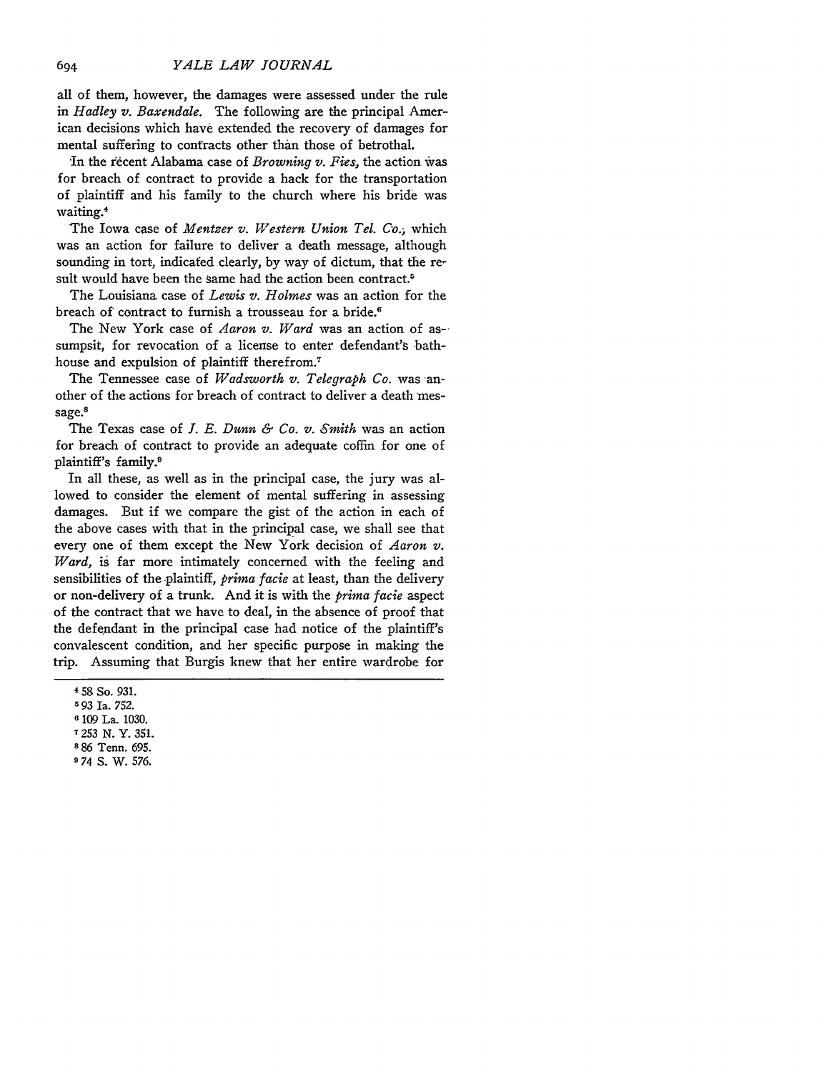all of them, however, the damages were assessed under the rule in *Hadley v. Baxendale.* The following are the principal American decisions which have extended the recovery of damages for mental suffering to contracts other than those of betrothal.

In the recent Alabama case of *Browning v. Fies,* the action was for breach of contract to provide a hack for the transportation of plaintiff and his family to the church where his bride was waiting.[4]

The Iowa case of *Mentzer v. Western Union Tel. Co.,* which was an action for failure to deliver a death message, although sounding in tort, indicated clearly, by way of dictum, that the result would have been the same had the action been contract.[5]

The Louisiana case of *Lewis v. Holmes* was an action for the breach of contract to furnish a trousseau for a bride.[6]

The New York case of *Aaron v. Ward* was an action of assumpsit, for revocation of a license to enter defendant's bathhouse and expulsion of plaintiff therefrom.[7]

The Tennessee case of *Wadsworth v. Telegraph Co.* was another of the actions for breach of contract to deliver a death message.[8]

The Texas case of *J. E. Dunn & Co. v. Smith* was an action for breach of contract to provide an adequate coffin for one of plaintiff's family.[9]

In all these, as well as in the principal case, the jury was allowed to consider the element of mental suffering in assessing damages. But if we compare the gist of the action in each of the above cases with that in the principal case, we shall see that every one of them except the New York decision of *Aaron v. Ward,* is far more intimately concerned with the feeling and sensibilities of the plaintiff, *prima facie* at least, than the delivery or non-delivery of a trunk. And it is with the *prima facie* aspect of the contract that we have to deal, in the absence of proof that the defendant in the principal case had notice of the plaintiff's convalescent condition, and her specific purpose in making the trip. Assuming that Burgis knew that her entire wardrobe for

---

[4] 58 So. 931.

[5] 93 Ia. 752.

[6] 109 La. 1030.

[7] 253 N. Y. 351.

[8] 86 Tenn. 695.

[9] 74 S. W. 576.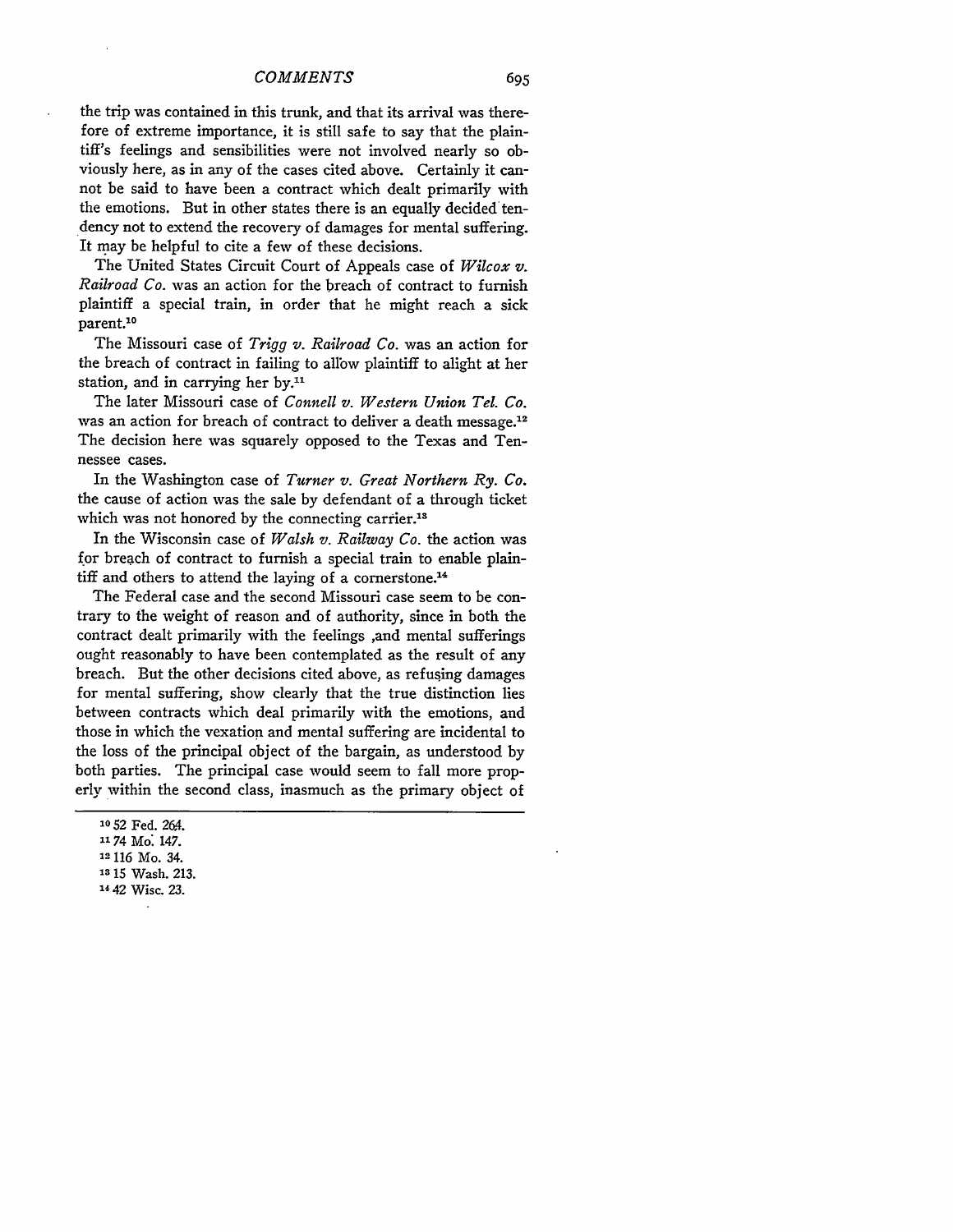the trip was contained in this trunk, and that its arrival was therefore of extreme importance, it is still safe to say that the plaintiff's feelings and sensibilities were not involved nearly so obviously here, as in any of the cases cited above. Certainly it cannot be said to have been a contract which dealt primarily with the emotions. But in other states there is an equally decided tendency not to extend the recovery of damages for mental suffering. It may be helpful to cite a few of these decisions.

The United States Circuit Court of Appeals case of *Wilcox v. Railroad Co.* was an action for the breach of contract to furnish plaintiff a special train, in order that he might reach a sick parent.[10]

The Missouri case of *Trigg v. Railroad Co.* was an action for the breach of contract in failing to allow plaintiff to alight at her station, and in carrying her by.[11]

The later Missouri case of *Connell v. Western Union Tel. Co.* was an action for breach of contract to deliver a death message.[12] The decision here was squarely opposed to the Texas and Tennessee cases.

In the Washington case of *Turner v. Great Northern Ry. Co.* the cause of action was the sale by defendant of a through ticket which was not honored by the connecting carrier.[13]

In the Wisconsin case of *Walsh v. Railway Co.* the action was for breach of contract to furnish a special train to enable plaintiff and others to attend the laying of a cornerstone.[14]

The Federal case and the second Missouri case seem to be contrary to the weight of reason and of authority, since in both the contract dealt primarily with the feelings ,and mental sufferings ought reasonably to have been contemplated as the result of any breach. But the other decisions cited above, as refusing damages for mental suffering, show clearly that the true distinction lies between contracts which deal primarily with the emotions, and those in which the vexation and mental suffering are incidental to the loss of the principal object of the bargain, as understood by both parties. The principal case would seem to fall more properly within the second class, inasmuch as the primary object of

---

[10] 52 Fed. 264.
[11] 74 Mo. 147.
[12] 116 Mo. 34.
[13] 15 Wash. 213.
[14] 42 Wisc. 23.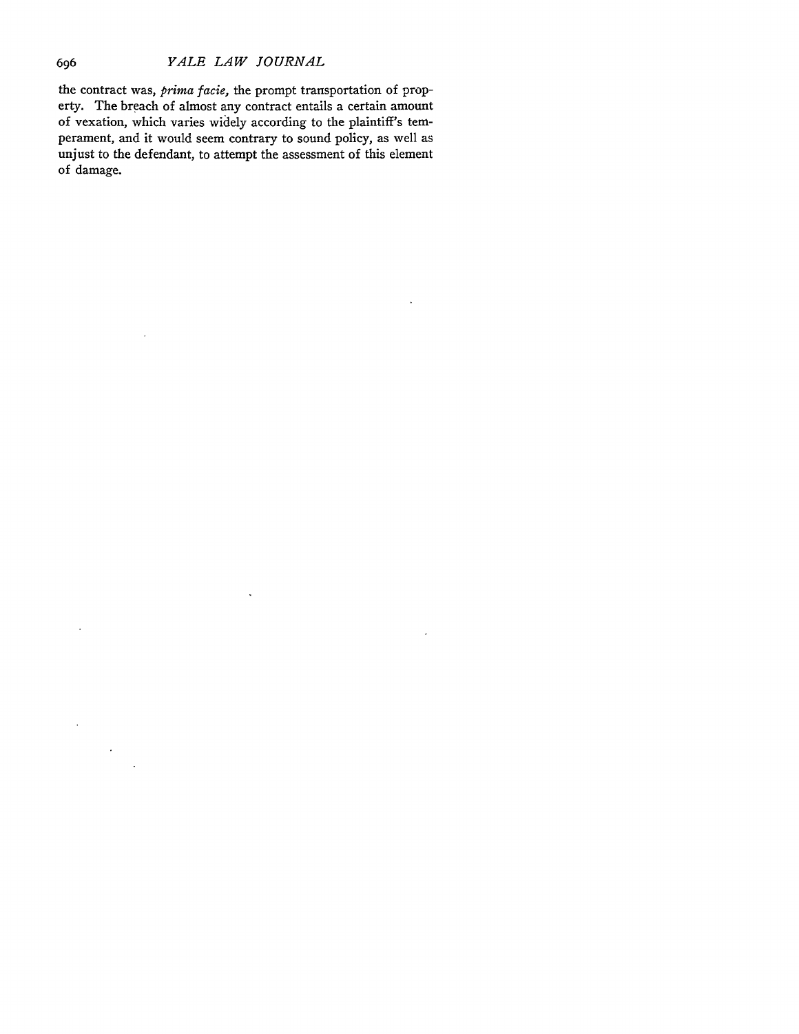the contract was, *prima facie*, the prompt transportation of property. The breach of almost any contract entails a certain amount of vexation, which varies widely according to the plaintiff's temperament, and it would seem contrary to sound policy, as well as unjust to the defendant, to attempt the assessment of this element of damage.